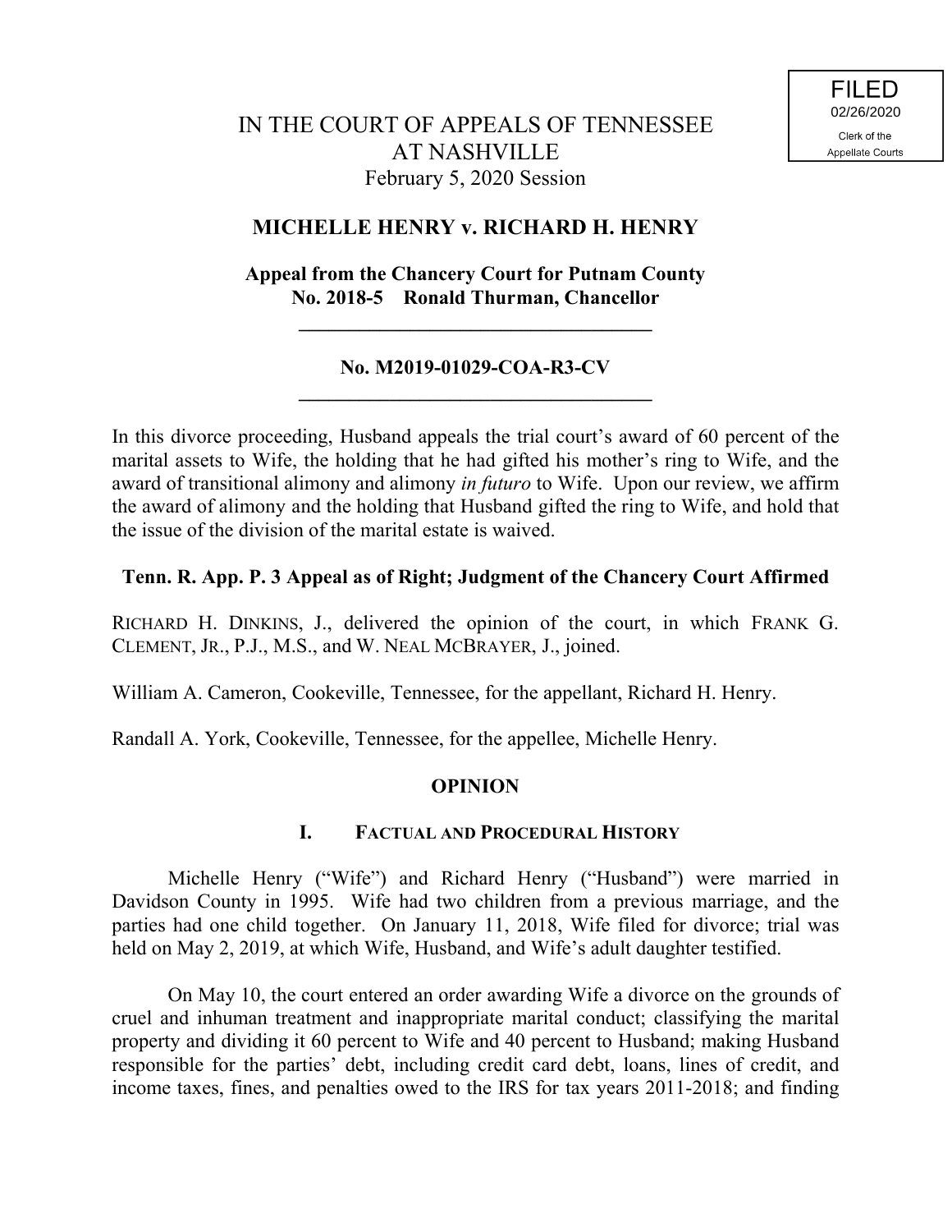FILED
02/26/2020
Clerk of the
Appellate Courts

# IN THE COURT OF APPEALS OF TENNESSEE AT NASHVILLE
February 5, 2020 Session

## MICHELLE HENRY v. RICHARD H. HENRY

**Appeal from the Chancery Court for Putnam County**
**No. 2018-5 Ronald Thurman, Chancellor**

---

**No. M2019-01029-COA-R3-CV**

---

In this divorce proceeding, Husband appeals the trial court's award of 60 percent of the marital assets to Wife, the holding that he had gifted his mother's ring to Wife, and the award of transitional alimony and alimony *in futuro* to Wife. Upon our review, we affirm the award of alimony and the holding that Husband gifted the ring to Wife, and hold that the issue of the division of the marital estate is waived.

**Tenn. R. App. P. 3 Appeal as of Right; Judgment of the Chancery Court Affirmed**

RICHARD H. DINKINS, J., delivered the opinion of the court, in which FRANK G. CLEMENT, JR., P.J., M.S., and W. NEAL MCBRAYER, J., joined.

William A. Cameron, Cookeville, Tennessee, for the appellant, Richard H. Henry.

Randall A. York, Cookeville, Tennessee, for the appellee, Michelle Henry.

## OPINION

### I. FACTUAL AND PROCEDURAL HISTORY

Michelle Henry ("Wife") and Richard Henry ("Husband") were married in Davidson County in 1995. Wife had two children from a previous marriage, and the parties had one child together. On January 11, 2018, Wife filed for divorce; trial was held on May 2, 2019, at which Wife, Husband, and Wife's adult daughter testified.

On May 10, the court entered an order awarding Wife a divorce on the grounds of cruel and inhuman treatment and inappropriate marital conduct; classifying the marital property and dividing it 60 percent to Wife and 40 percent to Husband; making Husband responsible for the parties' debt, including credit card debt, loans, lines of credit, and income taxes, fines, and penalties owed to the IRS for tax years 2011-2018; and finding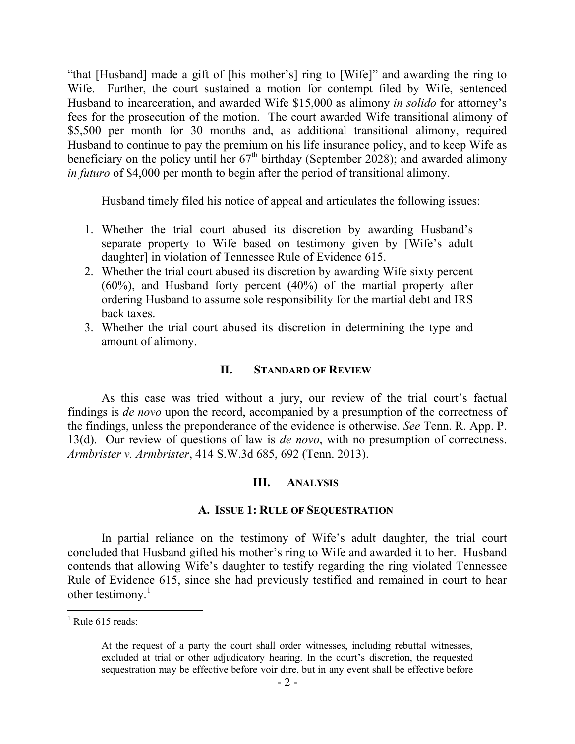"that [Husband] made a gift of [his mother's] ring to [Wife]" and awarding the ring to Wife. Further, the court sustained a motion for contempt filed by Wife, sentenced Husband to incarceration, and awarded Wife $15,000 as alimony *in solido* for attorney's fees for the prosecution of the motion. The court awarded Wife transitional alimony of $5,500 per month for 30 months and, as additional transitional alimony, required Husband to continue to pay the premium on his life insurance policy, and to keep Wife as beneficiary on the policy until her 67th birthday (September 2028); and awarded alimony *in futuro* of $4,000 per month to begin after the period of transitional alimony.

Husband timely filed his notice of appeal and articulates the following issues:

1. Whether the trial court abused its discretion by awarding Husband's separate property to Wife based on testimony given by [Wife's adult daughter] in violation of Tennessee Rule of Evidence 615.
2. Whether the trial court abused its discretion by awarding Wife sixty percent (60%), and Husband forty percent (40%) of the martial property after ordering Husband to assume sole responsibility for the martial debt and IRS back taxes.
3. Whether the trial court abused its discretion in determining the type and amount of alimony.

## II. Standard of Review

As this case was tried without a jury, our review of the trial court's factual findings is *de novo* upon the record, accompanied by a presumption of the correctness of the findings, unless the preponderance of the evidence is otherwise. *See* Tenn. R. App. P. 13(d). Our review of questions of law is *de novo*, with no presumption of correctness. *Armbrister v. Armbrister*, 414 S.W.3d 685, 692 (Tenn. 2013).

## III. Analysis

### A. Issue 1: Rule of Sequestration

In partial reliance on the testimony of Wife's adult daughter, the trial court concluded that Husband gifted his mother's ring to Wife and awarded it to her. Husband contends that allowing Wife's daughter to testify regarding the ring violated Tennessee Rule of Evidence 615, since she had previously testified and remained in court to hear other testimony.[1]

---

[1] Rule 615 reads:

> At the request of a party the court shall order witnesses, including rebuttal witnesses, excluded at trial or other adjudicatory hearing. In the court's discretion, the requested sequestration may be effective before voir dire, but in any event shall be effective before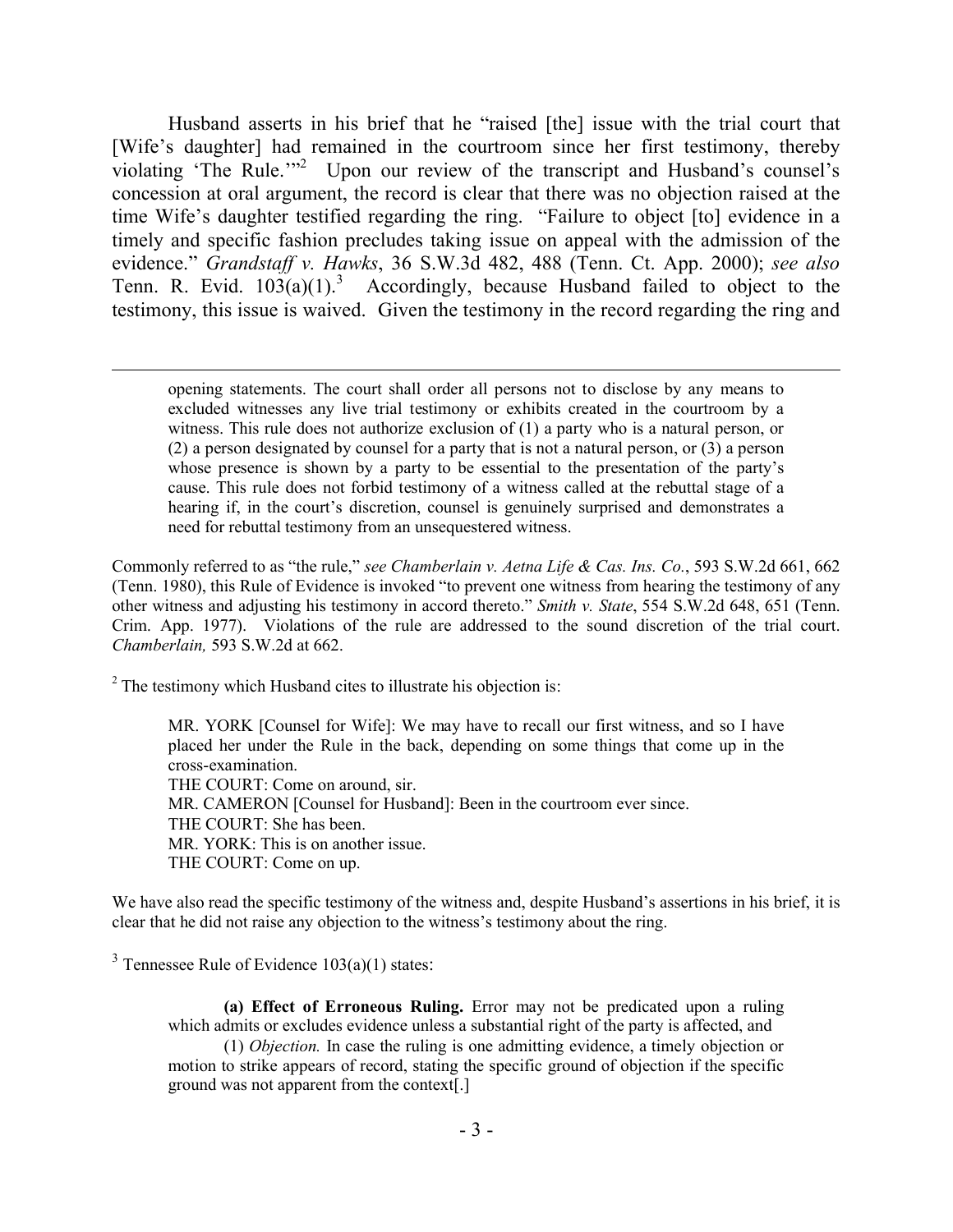Husband asserts in his brief that he "raised [the] issue with the trial court that [Wife's daughter] had remained in the courtroom since her first testimony, thereby violating 'The Rule.'"[2] Upon our review of the transcript and Husband's counsel's concession at oral argument, the record is clear that there was no objection raised at the time Wife's daughter testified regarding the ring. "Failure to object [to] evidence in a timely and specific fashion precludes taking issue on appeal with the admission of the evidence." *Grandstaff v. Hawks*, 36 S.W.3d 482, 488 (Tenn. Ct. App. 2000); *see also* Tenn. R. Evid. 103(a)(1).[3] Accordingly, because Husband failed to object to the testimony, this issue is waived. Given the testimony in the record regarding the ring and

---

> opening statements. The court shall order all persons not to disclose by any means to excluded witnesses any live trial testimony or exhibits created in the courtroom by a witness. This rule does not authorize exclusion of (1) a party who is a natural person, or (2) a person designated by counsel for a party that is not a natural person, or (3) a person whose presence is shown by a party to be essential to the presentation of the party's cause. This rule does not forbid testimony of a witness called at the rebuttal stage of a hearing if, in the court's discretion, counsel is genuinely surprised and demonstrates a need for rebuttal testimony from an unsequestered witness.

Commonly referred to as "the rule," *see Chamberlain v. Aetna Life & Cas. Ins. Co.*, 593 S.W.2d 661, 662 (Tenn. 1980), this Rule of Evidence is invoked "to prevent one witness from hearing the testimony of any other witness and adjusting his testimony in accord thereto." *Smith v. State*, 554 S.W.2d 648, 651 (Tenn. Crim. App. 1977). Violations of the rule are addressed to the sound discretion of the trial court. *Chamberlain,* 593 S.W.2d at 662.

[2] The testimony which Husband cites to illustrate his objection is:

> MR. YORK [Counsel for Wife]: We may have to recall our first witness, and so I have placed her under the Rule in the back, depending on some things that come up in the cross-examination.
> THE COURT: Come on around, sir.
> MR. CAMERON [Counsel for Husband]: Been in the courtroom ever since.
> THE COURT: She has been.
> MR. YORK: This is on another issue.
> THE COURT: Come on up.

We have also read the specific testimony of the witness and, despite Husband's assertions in his brief, it is clear that he did not raise any objection to the witness's testimony about the ring.

[3] Tennessee Rule of Evidence 103(a)(1) states:

> **(a) Effect of Erroneous Ruling.** Error may not be predicated upon a ruling which admits or excludes evidence unless a substantial right of the party is affected, and
>
> (1) *Objection.* In case the ruling is one admitting evidence, a timely objection or motion to strike appears of record, stating the specific ground of objection if the specific ground was not apparent from the context[.]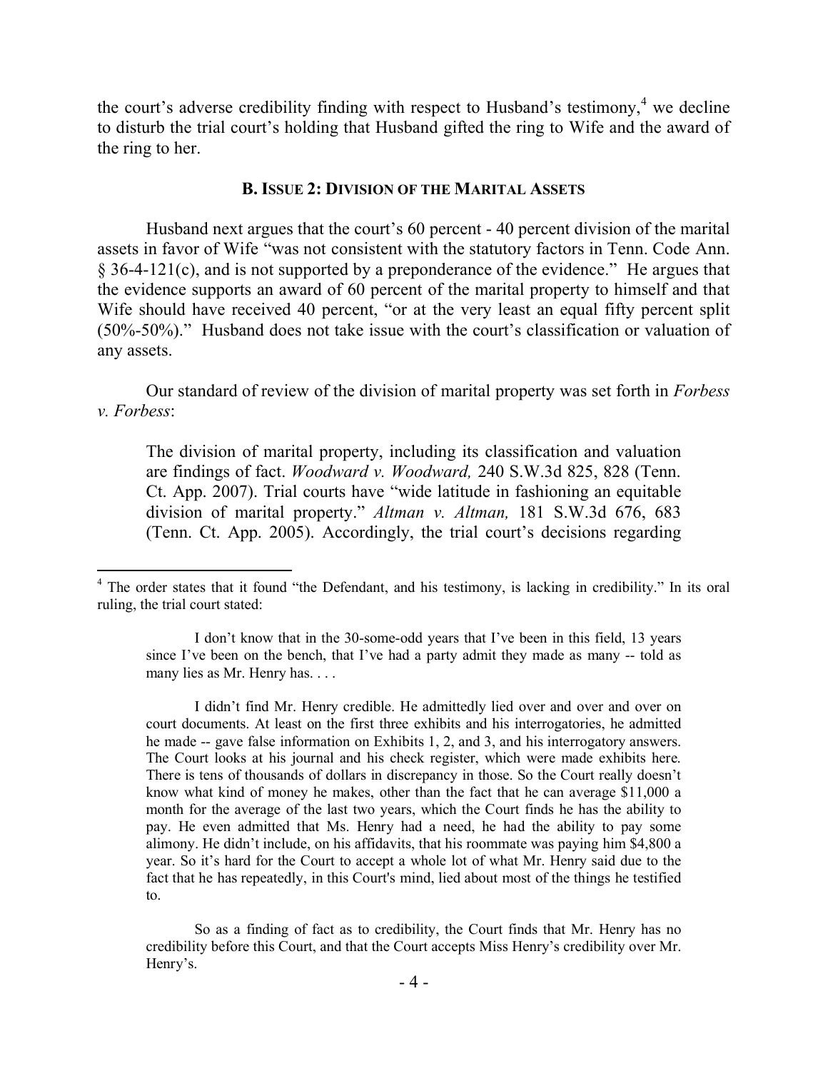the court's adverse credibility finding with respect to Husband's testimony,[4] we decline to disturb the trial court's holding that Husband gifted the ring to Wife and the award of the ring to her.

### B. Issue 2: Division of the Marital Assets

Husband next argues that the court's 60 percent - 40 percent division of the marital assets in favor of Wife "was not consistent with the statutory factors in Tenn. Code Ann. § 36-4-121(c), and is not supported by a preponderance of the evidence." He argues that the evidence supports an award of 60 percent of the marital property to himself and that Wife should have received 40 percent, "or at the very least an equal fifty percent split (50%-50%)." Husband does not take issue with the court's classification or valuation of any assets.

Our standard of review of the division of marital property was set forth in *Forbess v. Forbess*:

> The division of marital property, including its classification and valuation are findings of fact. *Woodward v. Woodward,* 240 S.W.3d 825, 828 (Tenn. Ct. App. 2007). Trial courts have "wide latitude in fashioning an equitable division of marital property." *Altman v. Altman,* 181 S.W.3d 676, 683 (Tenn. Ct. App. 2005). Accordingly, the trial court's decisions regarding

---

[4] The order states that it found "the Defendant, and his testimony, is lacking in credibility." In its oral ruling, the trial court stated:

> I don't know that in the 30-some-odd years that I've been in this field, 13 years since I've been on the bench, that I've had a party admit they made as many -- told as many lies as Mr. Henry has. . . .
>
> I didn't find Mr. Henry credible. He admittedly lied over and over and over on court documents. At least on the first three exhibits and his interrogatories, he admitted he made -- gave false information on Exhibits 1, 2, and 3, and his interrogatory answers. The Court looks at his journal and his check register, which were made exhibits here. There is tens of thousands of dollars in discrepancy in those. So the Court really doesn't know what kind of money he makes, other than the fact that he can average $11,000 a month for the average of the last two years, which the Court finds he has the ability to pay. He even admitted that Ms. Henry had a need, he had the ability to pay some alimony. He didn't include, on his affidavits, that his roommate was paying him $4,800 a year. So it's hard for the Court to accept a whole lot of what Mr. Henry said due to the fact that he has repeatedly, in this Court's mind, lied about most of the things he testified to.
>
> So as a finding of fact as to credibility, the Court finds that Mr. Henry has no credibility before this Court, and that the Court accepts Miss Henry's credibility over Mr. Henry's.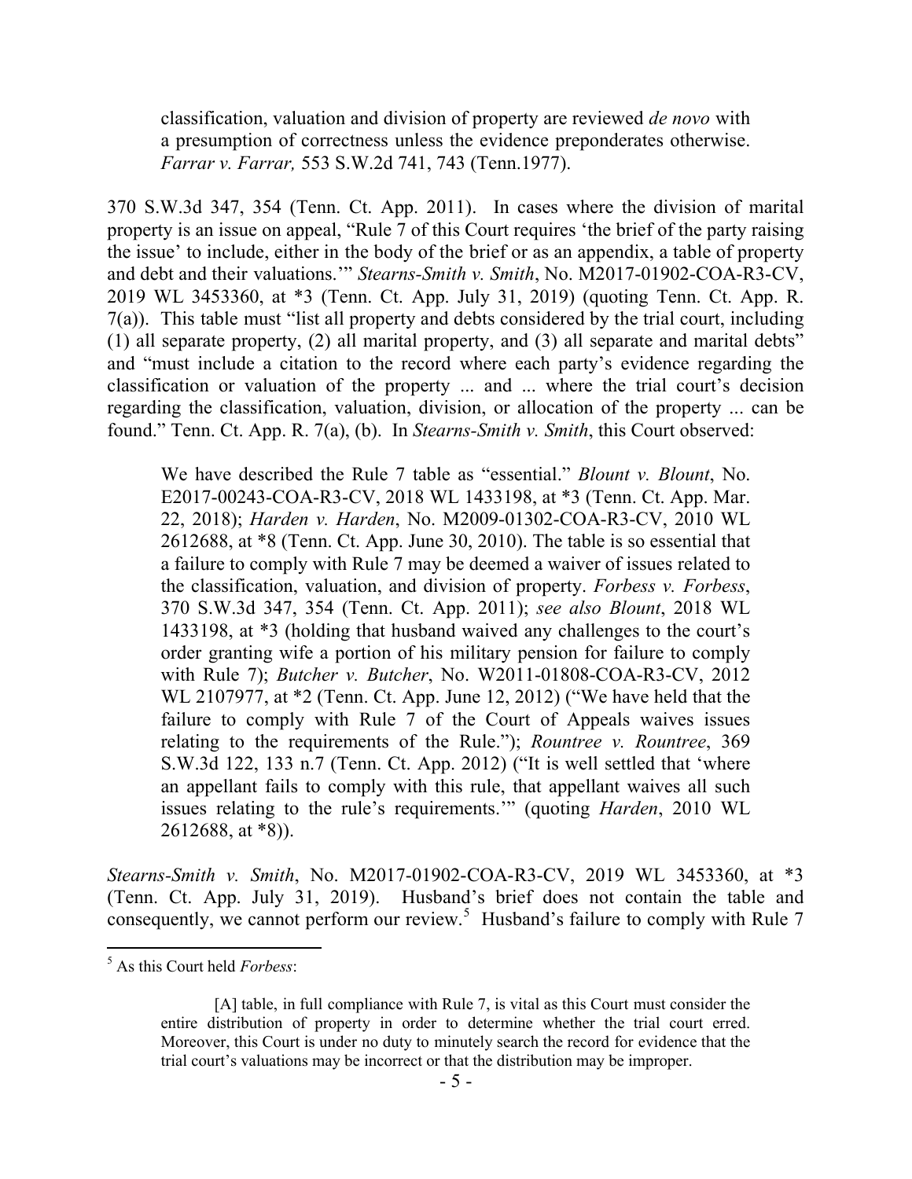> classification, valuation and division of property are reviewed *de novo* with a presumption of correctness unless the evidence preponderates otherwise. *Farrar v. Farrar,* 553 S.W.2d 741, 743 (Tenn.1977).

370 S.W.3d 347, 354 (Tenn. Ct. App. 2011). In cases where the division of marital property is an issue on appeal, "Rule 7 of this Court requires 'the brief of the party raising the issue' to include, either in the body of the brief or as an appendix, a table of property and debt and their valuations.'" *Stearns-Smith v. Smith*, No. M2017-01902-COA-R3-CV, 2019 WL 3453360, at *3 (Tenn. Ct. App. July 31, 2019) (quoting Tenn. Ct. App. R. 7(a)). This table must "list all property and debts considered by the trial court, including (1) all separate property, (2) all marital property, and (3) all separate and marital debts" and "must include a citation to the record where each party's evidence regarding the classification or valuation of the property ... and ... where the trial court's decision regarding the classification, valuation, division, or allocation of the property ... can be found." Tenn. Ct. App. R. 7(a), (b). In *Stearns-Smith v. Smith*, this Court observed:

> We have described the Rule 7 table as "essential." *Blount v. Blount*, No. E2017-00243-COA-R3-CV, 2018 WL 1433198, at *3 (Tenn. Ct. App. Mar. 22, 2018); *Harden v. Harden*, No. M2009-01302-COA-R3-CV, 2010 WL 2612688, at *8 (Tenn. Ct. App. June 30, 2010). The table is so essential that a failure to comply with Rule 7 may be deemed a waiver of issues related to the classification, valuation, and division of property. *Forbess v. Forbess*, 370 S.W.3d 347, 354 (Tenn. Ct. App. 2011); *see also Blount*, 2018 WL 1433198, at *3 (holding that husband waived any challenges to the court's order granting wife a portion of his military pension for failure to comply with Rule 7); *Butcher v. Butcher*, No. W2011-01808-COA-R3-CV, 2012 WL 2107977, at *2 (Tenn. Ct. App. June 12, 2012) ("We have held that the failure to comply with Rule 7 of the Court of Appeals waives issues relating to the requirements of the Rule."); *Rountree v. Rountree*, 369 S.W.3d 122, 133 n.7 (Tenn. Ct. App. 2012) ("It is well settled that 'where an appellant fails to comply with this rule, that appellant waives all such issues relating to the rule's requirements.'" (quoting *Harden*, 2010 WL 2612688, at *8)).

*Stearns-Smith v. Smith*, No. M2017-01902-COA-R3-CV, 2019 WL 3453360, at *3 (Tenn. Ct. App. July 31, 2019). Husband's brief does not contain the table and consequently, we cannot perform our review.[5] Husband's failure to comply with Rule 7

---

[5] As this Court held *Forbess*:

> [A] table, in full compliance with Rule 7, is vital as this Court must consider the entire distribution of property in order to determine whether the trial court erred. Moreover, this Court is under no duty to minutely search the record for evidence that the trial court's valuations may be incorrect or that the distribution may be improper.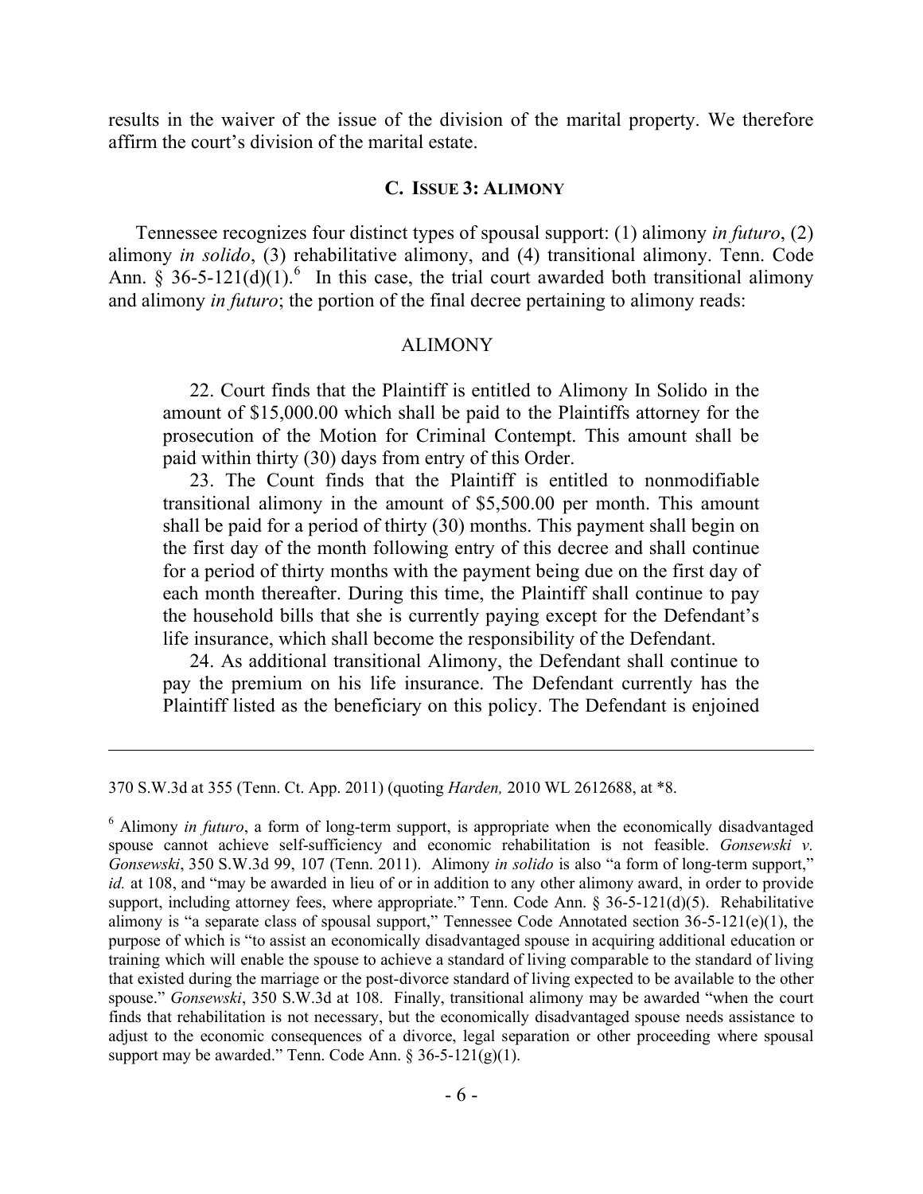results in the waiver of the issue of the division of the marital property. We therefore affirm the court's division of the marital estate.

### C. Issue 3: Alimony

Tennessee recognizes four distinct types of spousal support: (1) alimony *in futuro*, (2) alimony *in solido*, (3) rehabilitative alimony, and (4) transitional alimony. Tenn. Code Ann. § 36-5-121(d)(1).[6] In this case, the trial court awarded both transitional alimony and alimony *in futuro*; the portion of the final decree pertaining to alimony reads:

> ALIMONY
>
> 22. Court finds that the Plaintiff is entitled to Alimony In Solido in the amount of $15,000.00 which shall be paid to the Plaintiffs attorney for the prosecution of the Motion for Criminal Contempt. This amount shall be paid within thirty (30) days from entry of this Order.
>
> 23. The Count finds that the Plaintiff is entitled to nonmodifiable transitional alimony in the amount of $5,500.00 per month. This amount shall be paid for a period of thirty (30) months. This payment shall begin on the first day of the month following entry of this decree and shall continue for a period of thirty months with the payment being due on the first day of each month thereafter. During this time, the Plaintiff shall continue to pay the household bills that she is currently paying except for the Defendant's life insurance, which shall become the responsibility of the Defendant.
>
> 24. As additional transitional Alimony, the Defendant shall continue to pay the premium on his life insurance. The Defendant currently has the Plaintiff listed as the beneficiary on this policy. The Defendant is enjoined

---

370 S.W.3d at 355 (Tenn. Ct. App. 2011) (quoting *Harden,* 2010 WL 2612688, at *8.

[6] Alimony *in futuro*, a form of long-term support, is appropriate when the economically disadvantaged spouse cannot achieve self-sufficiency and economic rehabilitation is not feasible. *Gonsewski v. Gonsewski*, 350 S.W.3d 99, 107 (Tenn. 2011). Alimony *in solido* is also "a form of long-term support," *id.* at 108, and "may be awarded in lieu of or in addition to any other alimony award, in order to provide support, including attorney fees, where appropriate." Tenn. Code Ann. § 36-5-121(d)(5). Rehabilitative alimony is "a separate class of spousal support," Tennessee Code Annotated section 36-5-121(e)(1), the purpose of which is "to assist an economically disadvantaged spouse in acquiring additional education or training which will enable the spouse to achieve a standard of living comparable to the standard of living that existed during the marriage or the post-divorce standard of living expected to be available to the other spouse." *Gonsewski*, 350 S.W.3d at 108. Finally, transitional alimony may be awarded "when the court finds that rehabilitation is not necessary, but the economically disadvantaged spouse needs assistance to adjust to the economic consequences of a divorce, legal separation or other proceeding where spousal support may be awarded." Tenn. Code Ann. § 36-5-121(g)(1).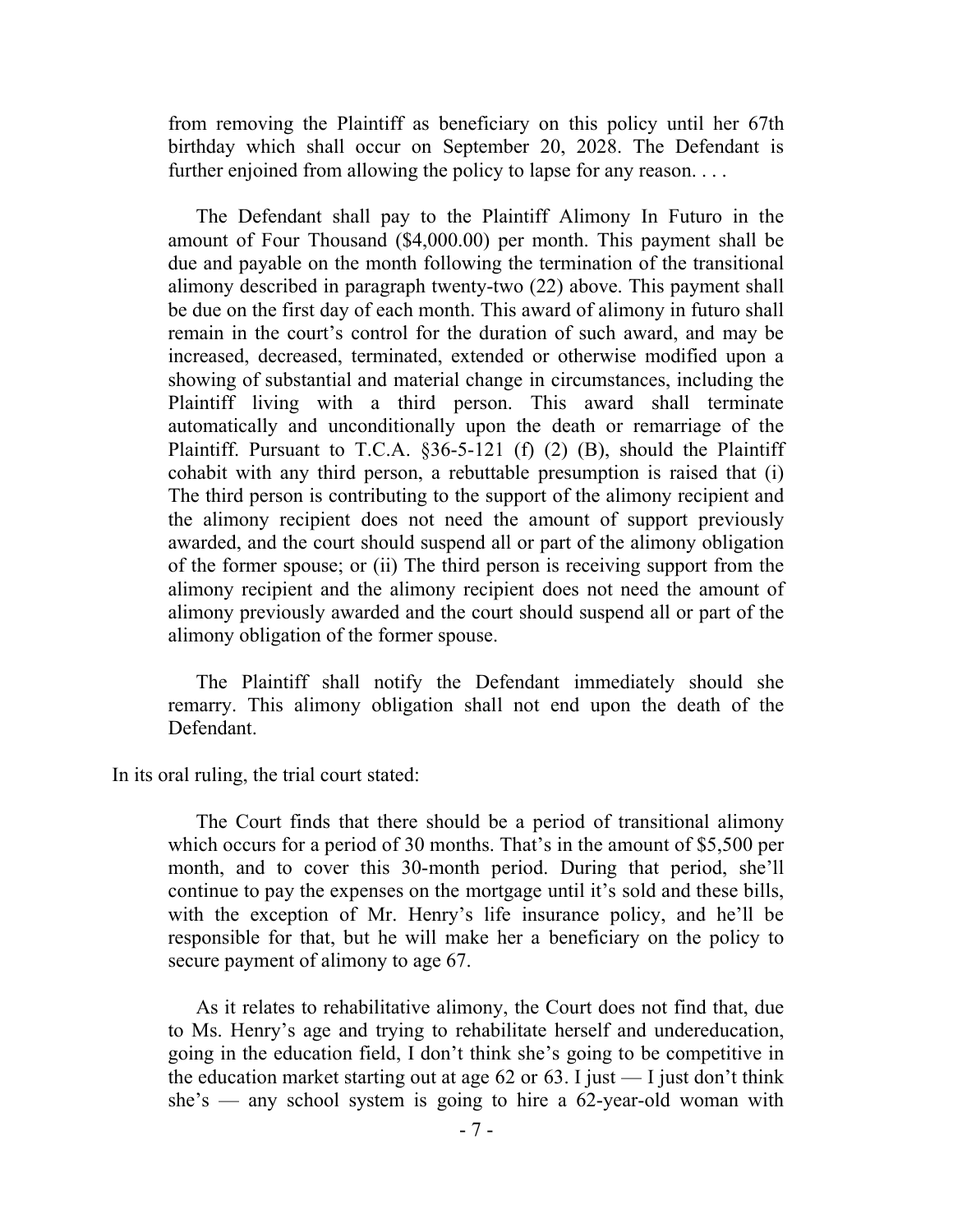> from removing the Plaintiff as beneficiary on this policy until her 67th birthday which shall occur on September 20, 2028. The Defendant is further enjoined from allowing the policy to lapse for any reason. . . .
>
> The Defendant shall pay to the Plaintiff Alimony In Futuro in the amount of Four Thousand ($4,000.00) per month. This payment shall be due and payable on the month following the termination of the transitional alimony described in paragraph twenty-two (22) above. This payment shall be due on the first day of each month. This award of alimony in futuro shall remain in the court's control for the duration of such award, and may be increased, decreased, terminated, extended or otherwise modified upon a showing of substantial and material change in circumstances, including the Plaintiff living with a third person. This award shall terminate automatically and unconditionally upon the death or remarriage of the Plaintiff. Pursuant to T.C.A. §36-5-121 (f) (2) (B), should the Plaintiff cohabit with any third person, a rebuttable presumption is raised that (i) The third person is contributing to the support of the alimony recipient and the alimony recipient does not need the amount of support previously awarded, and the court should suspend all or part of the alimony obligation of the former spouse; or (ii) The third person is receiving support from the alimony recipient and the alimony recipient does not need the amount of alimony previously awarded and the court should suspend all or part of the alimony obligation of the former spouse.
>
> The Plaintiff shall notify the Defendant immediately should she remarry. This alimony obligation shall not end upon the death of the Defendant.

In its oral ruling, the trial court stated:

> The Court finds that there should be a period of transitional alimony which occurs for a period of 30 months. That's in the amount of $5,500 per month, and to cover this 30-month period. During that period, she'll continue to pay the expenses on the mortgage until it's sold and these bills, with the exception of Mr. Henry's life insurance policy, and he'll be responsible for that, but he will make her a beneficiary on the policy to secure payment of alimony to age 67.
>
> As it relates to rehabilitative alimony, the Court does not find that, due to Ms. Henry's age and trying to rehabilitate herself and undereducation, going in the education field, I don't think she's going to be competitive in the education market starting out at age 62 or 63. I just — I just don't think she's — any school system is going to hire a 62-year-old woman with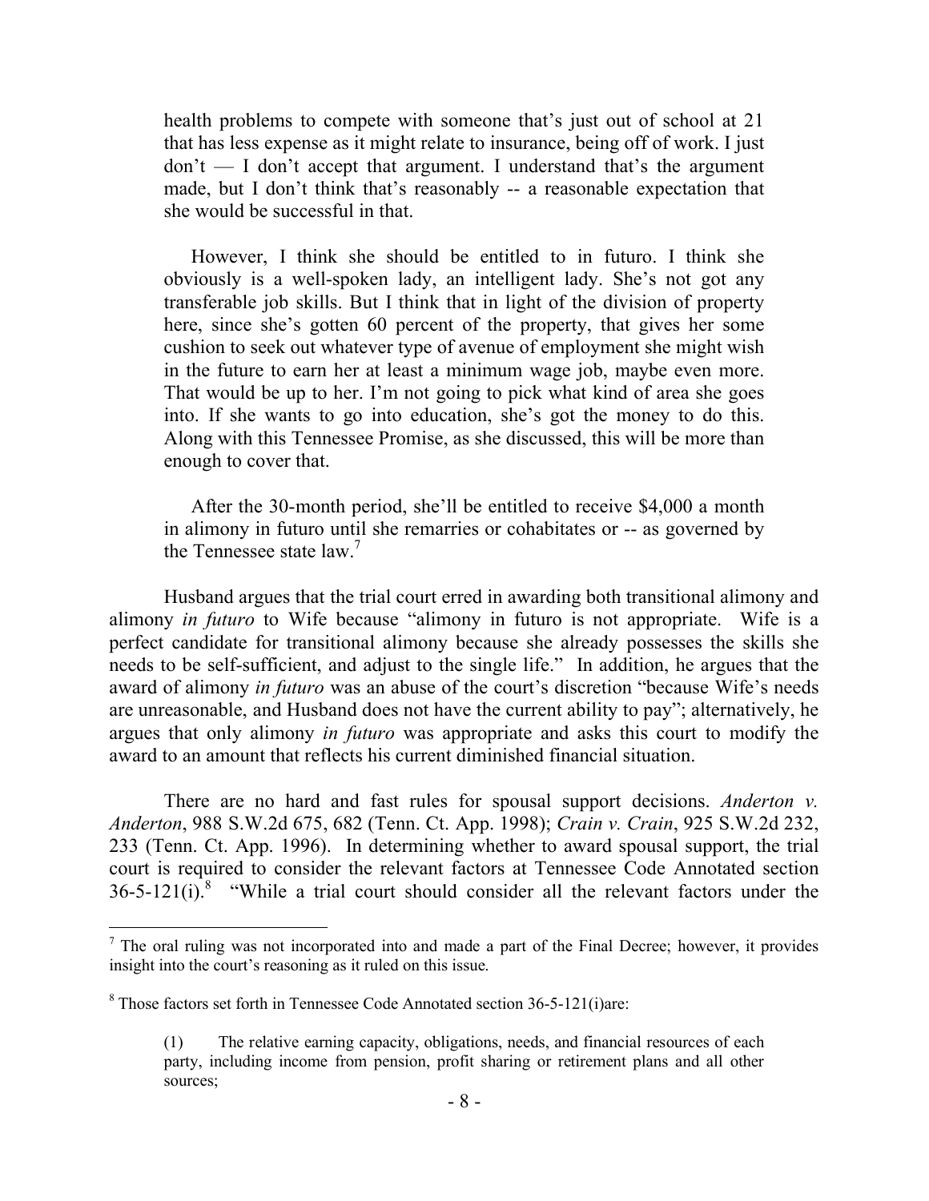health problems to compete with someone that's just out of school at 21 that has less expense as it might relate to insurance, being off of work. I just don't — I don't accept that argument. I understand that's the argument made, but I don't think that's reasonably -- a reasonable expectation that she would be successful in that.

> However, I think she should be entitled to in futuro. I think she obviously is a well-spoken lady, an intelligent lady. She's not got any transferable job skills. But I think that in light of the division of property here, since she's gotten 60 percent of the property, that gives her some cushion to seek out whatever type of avenue of employment she might wish in the future to earn her at least a minimum wage job, maybe even more. That would be up to her. I'm not going to pick what kind of area she goes into. If she wants to go into education, she's got the money to do this. Along with this Tennessee Promise, as she discussed, this will be more than enough to cover that.
>
> After the 30-month period, she'll be entitled to receive \$4,000 a month in alimony in futuro until she remarries or cohabitates or -- as governed by the Tennessee state law.[7]

Husband argues that the trial court erred in awarding both transitional alimony and alimony *in futuro* to Wife because "alimony in futuro is not appropriate. Wife is a perfect candidate for transitional alimony because she already possesses the skills she needs to be self-sufficient, and adjust to the single life." In addition, he argues that the award of alimony *in futuro* was an abuse of the court's discretion "because Wife's needs are unreasonable, and Husband does not have the current ability to pay"; alternatively, he argues that only alimony *in futuro* was appropriate and asks this court to modify the award to an amount that reflects his current diminished financial situation.

There are no hard and fast rules for spousal support decisions. *Anderton v. Anderton*, 988 S.W.2d 675, 682 (Tenn. Ct. App. 1998); *Crain v. Crain*, 925 S.W.2d 232, 233 (Tenn. Ct. App. 1996). In determining whether to award spousal support, the trial court is required to consider the relevant factors at Tennessee Code Annotated section 36-5-121(i).[8] "While a trial court should consider all the relevant factors under the

---

[7] The oral ruling was not incorporated into and made a part of the Final Decree; however, it provides insight into the court's reasoning as it ruled on this issue.

[8] Those factors set forth in Tennessee Code Annotated section 36-5-121(i)are:

> (1) The relative earning capacity, obligations, needs, and financial resources of each party, including income from pension, profit sharing or retirement plans and all other sources;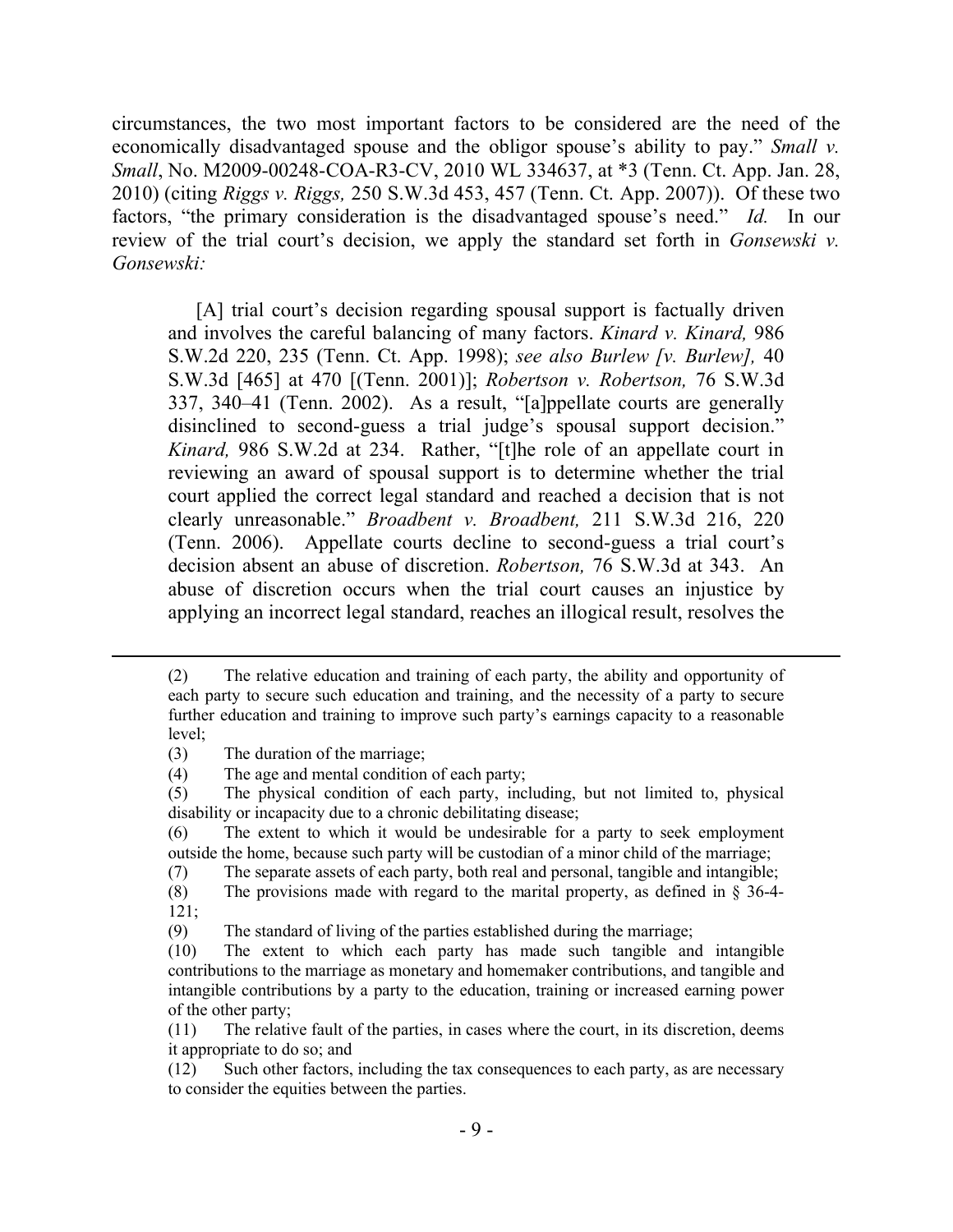circumstances, the two most important factors to be considered are the need of the economically disadvantaged spouse and the obligor spouse's ability to pay." *Small v. Small*, No. M2009-00248-COA-R3-CV, 2010 WL 334637, at *3 (Tenn. Ct. App. Jan. 28, 2010) (citing *Riggs v. Riggs,* 250 S.W.3d 453, 457 (Tenn. Ct. App. 2007)). Of these two factors, "the primary consideration is the disadvantaged spouse's need." *Id.* In our review of the trial court's decision, we apply the standard set forth in *Gonsewski v. Gonsewski:*

> [A] trial court's decision regarding spousal support is factually driven and involves the careful balancing of many factors. *Kinard v. Kinard,* 986 S.W.2d 220, 235 (Tenn. Ct. App. 1998); *see also Burlew [v. Burlew],* 40 S.W.3d [465] at 470 [(Tenn. 2001)]; *Robertson v. Robertson,* 76 S.W.3d 337, 340–41 (Tenn. 2002). As a result, "[a]ppellate courts are generally disinclined to second-guess a trial judge's spousal support decision." *Kinard,* 986 S.W.2d at 234. Rather, "[t]he role of an appellate court in reviewing an award of spousal support is to determine whether the trial court applied the correct legal standard and reached a decision that is not clearly unreasonable." *Broadbent v. Broadbent,* 211 S.W.3d 216, 220 (Tenn. 2006). Appellate courts decline to second-guess a trial court's decision absent an abuse of discretion. *Robertson,* 76 S.W.3d at 343. An abuse of discretion occurs when the trial court causes an injustice by applying an incorrect legal standard, reaches an illogical result, resolves the

---

(2) The relative education and training of each party, the ability and opportunity of each party to secure such education and training, and the necessity of a party to secure further education and training to improve such party's earnings capacity to a reasonable level;

(3) The duration of the marriage;

(4) The age and mental condition of each party;

(5) The physical condition of each party, including, but not limited to, physical disability or incapacity due to a chronic debilitating disease;

(6) The extent to which it would be undesirable for a party to seek employment outside the home, because such party will be custodian of a minor child of the marriage;

(7) The separate assets of each party, both real and personal, tangible and intangible;

(8) The provisions made with regard to the marital property, as defined in § 36-4-121;

(9) The standard of living of the parties established during the marriage;

(10) The extent to which each party has made such tangible and intangible contributions to the marriage as monetary and homemaker contributions, and tangible and intangible contributions by a party to the education, training or increased earning power of the other party;

(11) The relative fault of the parties, in cases where the court, in its discretion, deems it appropriate to do so; and

(12) Such other factors, including the tax consequences to each party, as are necessary to consider the equities between the parties.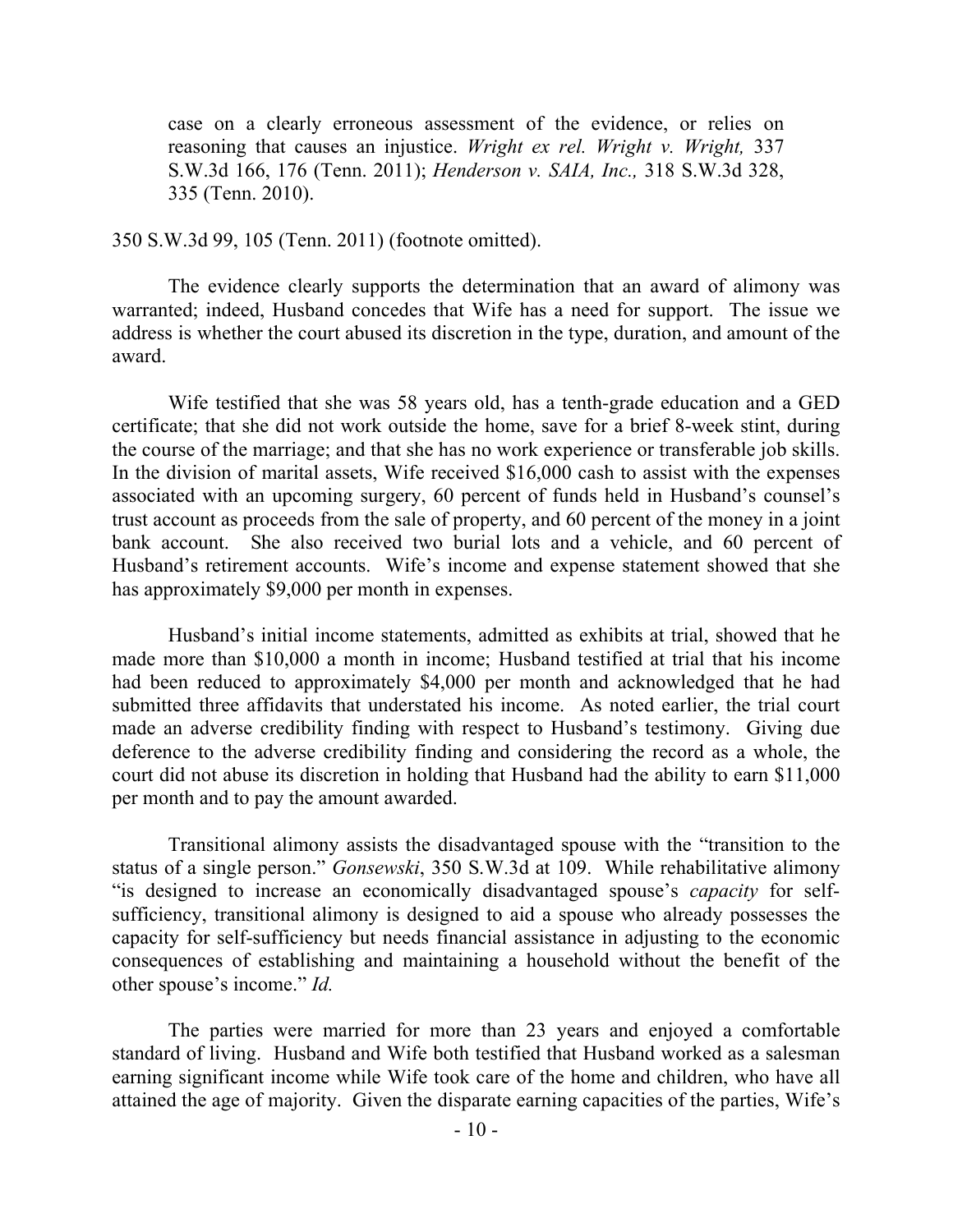case on a clearly erroneous assessment of the evidence, or relies on reasoning that causes an injustice. *Wright ex rel. Wright v. Wright,* 337 S.W.3d 166, 176 (Tenn. 2011); *Henderson v. SAIA, Inc.,* 318 S.W.3d 328, 335 (Tenn. 2010).

350 S.W.3d 99, 105 (Tenn. 2011) (footnote omitted).

The evidence clearly supports the determination that an award of alimony was warranted; indeed, Husband concedes that Wife has a need for support. The issue we address is whether the court abused its discretion in the type, duration, and amount of the award.

Wife testified that she was 58 years old, has a tenth-grade education and a GED certificate; that she did not work outside the home, save for a brief 8-week stint, during the course of the marriage; and that she has no work experience or transferable job skills. In the division of marital assets, Wife received $16,000 cash to assist with the expenses associated with an upcoming surgery, 60 percent of funds held in Husband's counsel's trust account as proceeds from the sale of property, and 60 percent of the money in a joint bank account. She also received two burial lots and a vehicle, and 60 percent of Husband's retirement accounts. Wife's income and expense statement showed that she has approximately $9,000 per month in expenses.

Husband's initial income statements, admitted as exhibits at trial, showed that he made more than $10,000 a month in income; Husband testified at trial that his income had been reduced to approximately $4,000 per month and acknowledged that he had submitted three affidavits that understated his income. As noted earlier, the trial court made an adverse credibility finding with respect to Husband's testimony. Giving due deference to the adverse credibility finding and considering the record as a whole, the court did not abuse its discretion in holding that Husband had the ability to earn $11,000 per month and to pay the amount awarded.

Transitional alimony assists the disadvantaged spouse with the "transition to the status of a single person." *Gonsewski*, 350 S.W.3d at 109. While rehabilitative alimony "is designed to increase an economically disadvantaged spouse's *capacity* for self-sufficiency, transitional alimony is designed to aid a spouse who already possesses the capacity for self-sufficiency but needs financial assistance in adjusting to the economic consequences of establishing and maintaining a household without the benefit of the other spouse's income." *Id.*

The parties were married for more than 23 years and enjoyed a comfortable standard of living. Husband and Wife both testified that Husband worked as a salesman earning significant income while Wife took care of the home and children, who have all attained the age of majority. Given the disparate earning capacities of the parties, Wife's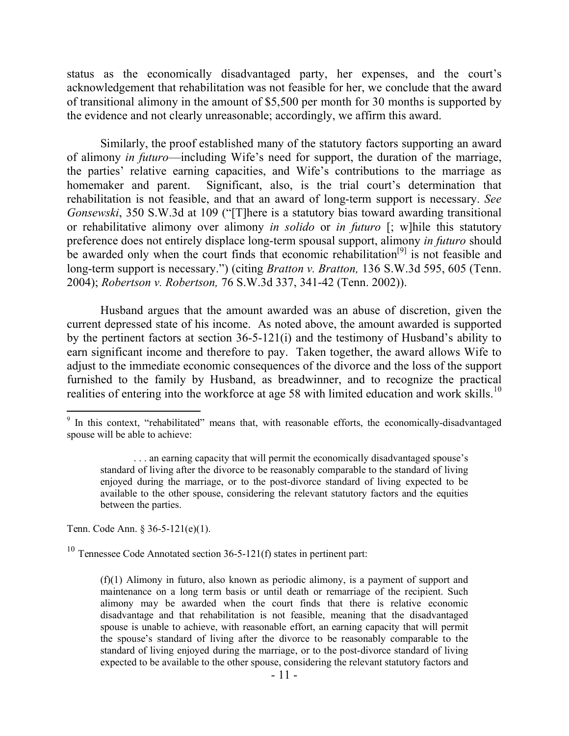status as the economically disadvantaged party, her expenses, and the court's acknowledgement that rehabilitation was not feasible for her, we conclude that the award of transitional alimony in the amount of $5,500 per month for 30 months is supported by the evidence and not clearly unreasonable; accordingly, we affirm this award.

Similarly, the proof established many of the statutory factors supporting an award of alimony *in futuro*—including Wife's need for support, the duration of the marriage, the parties' relative earning capacities, and Wife's contributions to the marriage as homemaker and parent. Significant, also, is the trial court's determination that rehabilitation is not feasible, and that an award of long-term support is necessary. *See Gonsewski*, 350 S.W.3d at 109 ("[T]here is a statutory bias toward awarding transitional or rehabilitative alimony over alimony *in solido* or *in futuro* [; w]hile this statutory preference does not entirely displace long-term spousal support, alimony *in futuro* should be awarded only when the court finds that economic rehabilitation[9] is not feasible and long-term support is necessary.") (citing *Bratton v. Bratton,* 136 S.W.3d 595, 605 (Tenn. 2004); *Robertson v. Robertson,* 76 S.W.3d 337, 341-42 (Tenn. 2002)).

Husband argues that the amount awarded was an abuse of discretion, given the current depressed state of his income. As noted above, the amount awarded is supported by the pertinent factors at section 36-5-121(i) and the testimony of Husband's ability to earn significant income and therefore to pay. Taken together, the award allows Wife to adjust to the immediate economic consequences of the divorce and the loss of the support furnished to the family by Husband, as breadwinner, and to recognize the practical realities of entering into the workforce at age 58 with limited education and work skills.[10]

---

[9] In this context, "rehabilitated" means that, with reasonable efforts, the economically-disadvantaged spouse will be able to achieve:

> . . . an earning capacity that will permit the economically disadvantaged spouse's standard of living after the divorce to be reasonably comparable to the standard of living enjoyed during the marriage, or to the post-divorce standard of living expected to be available to the other spouse, considering the relevant statutory factors and the equities between the parties.

Tenn. Code Ann. § 36-5-121(e)(1).

[10] Tennessee Code Annotated section 36-5-121(f) states in pertinent part:

> (f)(1) Alimony in futuro, also known as periodic alimony, is a payment of support and maintenance on a long term basis or until death or remarriage of the recipient. Such alimony may be awarded when the court finds that there is relative economic disadvantage and that rehabilitation is not feasible, meaning that the disadvantaged spouse is unable to achieve, with reasonable effort, an earning capacity that will permit the spouse's standard of living after the divorce to be reasonably comparable to the standard of living enjoyed during the marriage, or to the post-divorce standard of living expected to be available to the other spouse, considering the relevant statutory factors and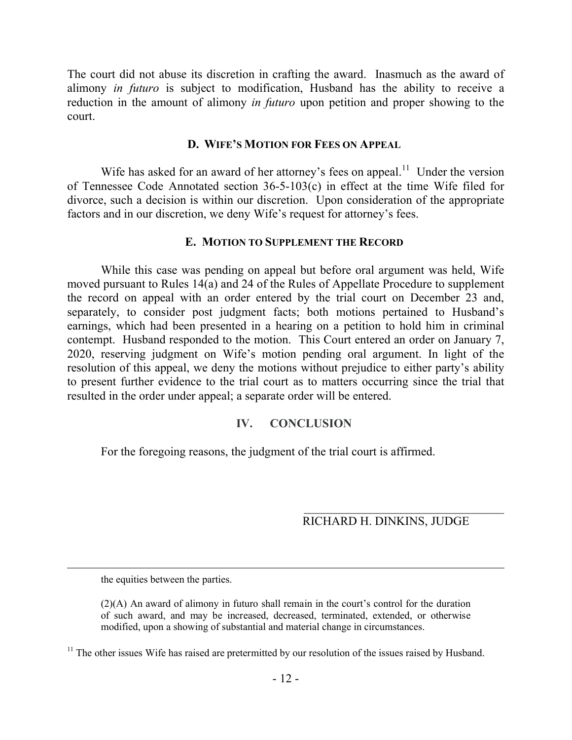The court did not abuse its discretion in crafting the award. Inasmuch as the award of alimony *in futuro* is subject to modification, Husband has the ability to receive a reduction in the amount of alimony *in futuro* upon petition and proper showing to the court.

### D. WIFE'S MOTION FOR FEES ON APPEAL

Wife has asked for an award of her attorney's fees on appeal.[11] Under the version of Tennessee Code Annotated section 36-5-103(c) in effect at the time Wife filed for divorce, such a decision is within our discretion. Upon consideration of the appropriate factors and in our discretion, we deny Wife's request for attorney's fees.

### E. MOTION TO SUPPLEMENT THE RECORD

While this case was pending on appeal but before oral argument was held, Wife moved pursuant to Rules 14(a) and 24 of the Rules of Appellate Procedure to supplement the record on appeal with an order entered by the trial court on December 23 and, separately, to consider post judgment facts; both motions pertained to Husband's earnings, which had been presented in a hearing on a petition to hold him in criminal contempt. Husband responded to the motion. This Court entered an order on January 7, 2020, reserving judgment on Wife's motion pending oral argument. In light of the resolution of this appeal, we deny the motions without prejudice to either party's ability to present further evidence to the trial court as to matters occurring since the trial that resulted in the order under appeal; a separate order will be entered.

## IV. CONCLUSION

For the foregoing reasons, the judgment of the trial court is affirmed.

\_\_\_\_\_\_\_\_\_\_\_\_\_\_\_\_\_\_\_\_\_\_\_\_\_\_\_\_\_\_\_\_\_\_\_

RICHARD H. DINKINS, JUDGE

---

the equities between the parties.

(2)(A) An award of alimony in futuro shall remain in the court's control for the duration of such award, and may be increased, decreased, terminated, extended, or otherwise modified, upon a showing of substantial and material change in circumstances.

[11] The other issues Wife has raised are pretermitted by our resolution of the issues raised by Husband.